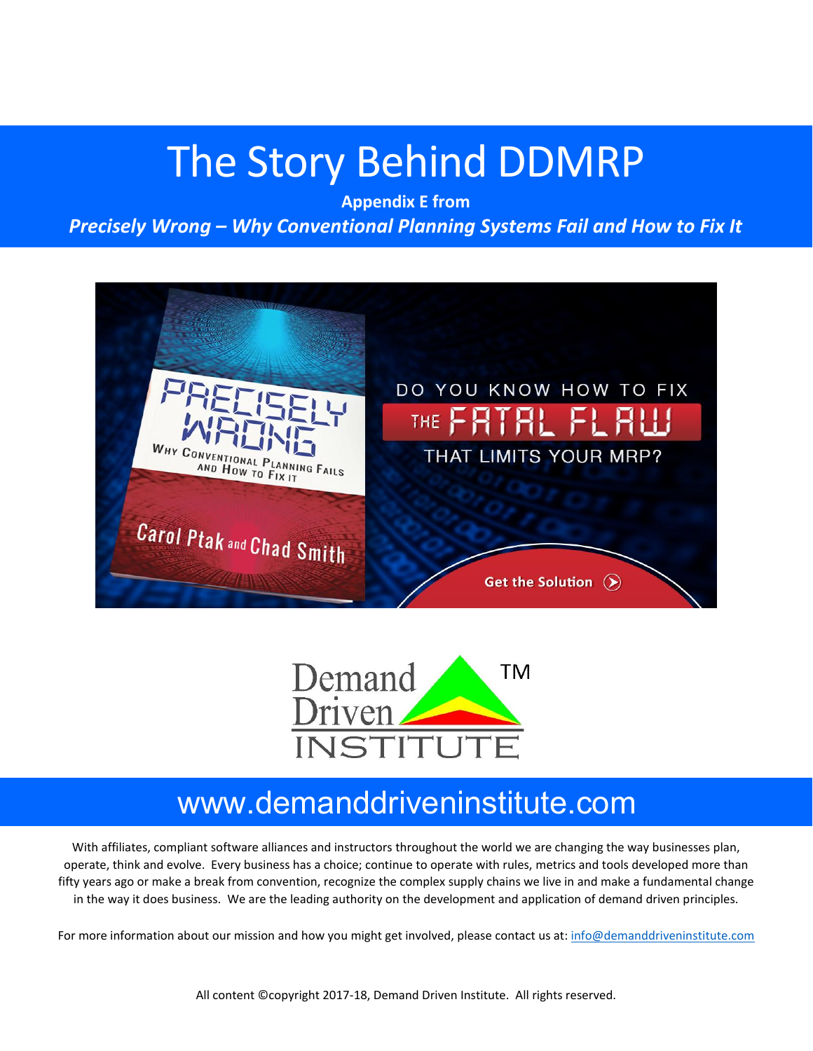# The Story Behind DDMRP

**Appendix E from**

***Precisely Wrong – Why Conventional Planning Systems Fail and How to Fix It***

PRECISELY WRONG

WHY CONVENTIONAL PLANNING FAILS AND HOW TO FIX IT

Carol Ptak and Chad Smith

DO YOU KNOW HOW TO FIX THE FATAL FLAW THAT LIMITS YOUR MRP?

Get the Solution

Demand Driven INSTITUTE ™

www.demanddriveninstitute.com

With affiliates, compliant software alliances and instructors throughout the world we are changing the way businesses plan, operate, think and evolve. Every business has a choice; continue to operate with rules, metrics and tools developed more than fifty years ago or make a break from convention, recognize the complex supply chains we live in and make a fundamental change in the way it does business. We are the leading authority on the development and application of demand driven principles.

For more information about our mission and how you might get involved, please contact us at: info@demanddriveninstitute.com

All content ©copyright 2017-18, Demand Driven Institute. All rights reserved.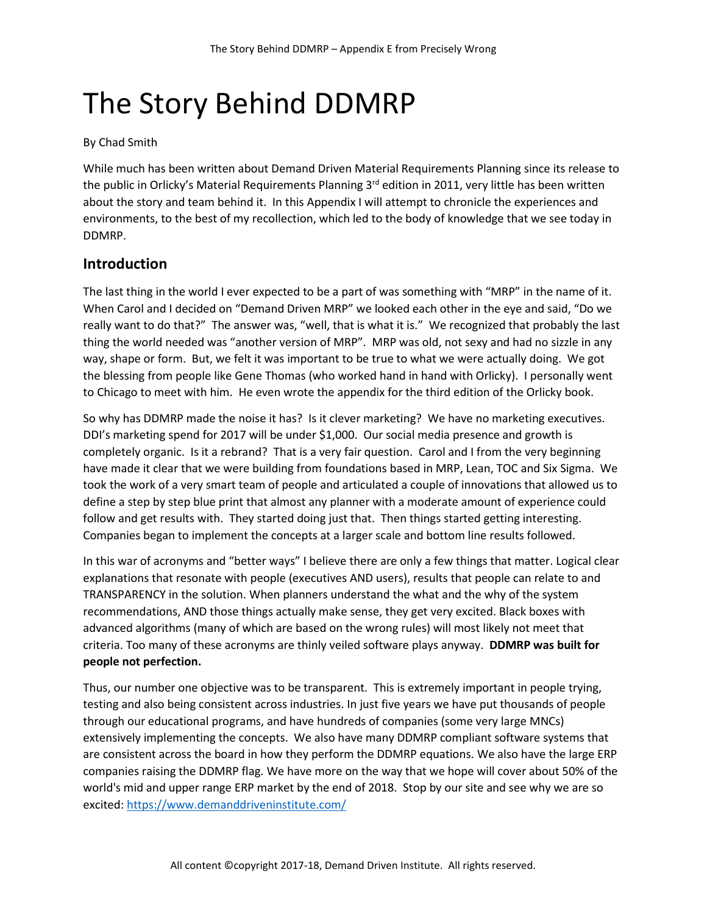# The Story Behind DDMRP

By Chad Smith

While much has been written about Demand Driven Material Requirements Planning since its release to the public in Orlicky's Material Requirements Planning 3rd edition in 2011, very little has been written about the story and team behind it. In this Appendix I will attempt to chronicle the experiences and environments, to the best of my recollection, which led to the body of knowledge that we see today in DDMRP.

## Introduction

The last thing in the world I ever expected to be a part of was something with "MRP" in the name of it. When Carol and I decided on "Demand Driven MRP" we looked each other in the eye and said, "Do we really want to do that?" The answer was, "well, that is what it is." We recognized that probably the last thing the world needed was "another version of MRP". MRP was old, not sexy and had no sizzle in any way, shape or form. But, we felt it was important to be true to what we were actually doing. We got the blessing from people like Gene Thomas (who worked hand in hand with Orlicky). I personally went to Chicago to meet with him. He even wrote the appendix for the third edition of the Orlicky book.

So why has DDMRP made the noise it has? Is it clever marketing? We have no marketing executives. DDI's marketing spend for 2017 will be under $1,000. Our social media presence and growth is completely organic. Is it a rebrand? That is a very fair question. Carol and I from the very beginning have made it clear that we were building from foundations based in MRP, Lean, TOC and Six Sigma. We took the work of a very smart team of people and articulated a couple of innovations that allowed us to define a step by step blue print that almost any planner with a moderate amount of experience could follow and get results with. They started doing just that. Then things started getting interesting. Companies began to implement the concepts at a larger scale and bottom line results followed.

In this war of acronyms and "better ways" I believe there are only a few things that matter. Logical clear explanations that resonate with people (executives AND users), results that people can relate to and TRANSPARENCY in the solution. When planners understand the what and the why of the system recommendations, AND those things actually make sense, they get very excited. Black boxes with advanced algorithms (many of which are based on the wrong rules) will most likely not meet that criteria. Too many of these acronyms are thinly veiled software plays anyway. **DDMRP was built for people not perfection.**

Thus, our number one objective was to be transparent. This is extremely important in people trying, testing and also being consistent across industries. In just five years we have put thousands of people through our educational programs, and have hundreds of companies (some very large MNCs) extensively implementing the concepts. We also have many DDMRP compliant software systems that are consistent across the board in how they perform the DDMRP equations. We also have the large ERP companies raising the DDMRP flag. We have more on the way that we hope will cover about 50% of the world's mid and upper range ERP market by the end of 2018. Stop by our site and see why we are so excited: https://www.demanddriveninstitute.com/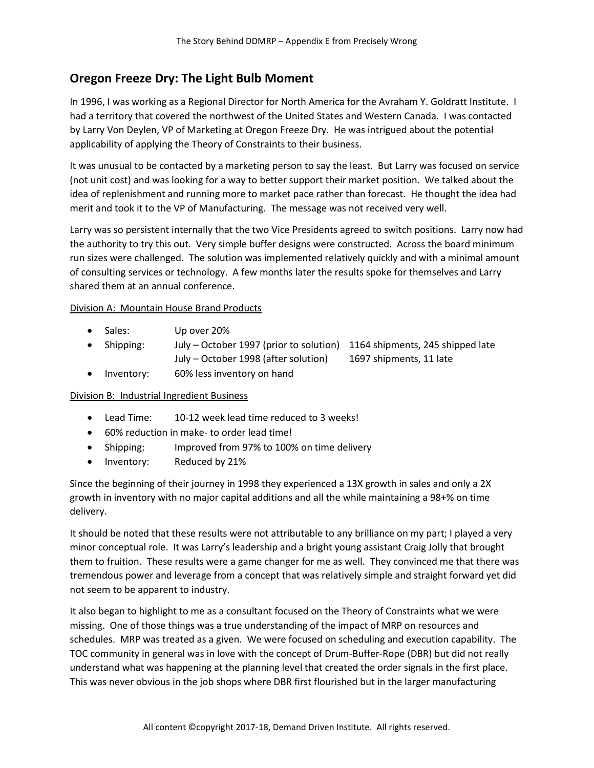## Oregon Freeze Dry: The Light Bulb Moment

In 1996, I was working as a Regional Director for North America for the Avraham Y. Goldratt Institute. I had a territory that covered the northwest of the United States and Western Canada. I was contacted by Larry Von Deylen, VP of Marketing at Oregon Freeze Dry. He was intrigued about the potential applicability of applying the Theory of Constraints to their business.

It was unusual to be contacted by a marketing person to say the least. But Larry was focused on service (not unit cost) and was looking for a way to better support their market position. We talked about the idea of replenishment and running more to market pace rather than forecast. He thought the idea had merit and took it to the VP of Manufacturing. The message was not received very well.

Larry was so persistent internally that the two Vice Presidents agreed to switch positions. Larry now had the authority to try this out. Very simple buffer designs were constructed. Across the board minimum run sizes were challenged. The solution was implemented relatively quickly and with a minimal amount of consulting services or technology. A few months later the results spoke for themselves and Larry shared them at an annual conference.

<u>Division A: Mountain House Brand Products</u>

- Sales: Up over 20%
- Shipping: July – October 1997 (prior to solution) 1164 shipments, 245 shipped late
  July – October 1998 (after solution) 1697 shipments, 11 late
- Inventory: 60% less inventory on hand

<u>Division B: Industrial Ingredient Business</u>

- Lead Time: 10-12 week lead time reduced to 3 weeks!
- 60% reduction in make- to order lead time!
- Shipping: Improved from 97% to 100% on time delivery
- Inventory: Reduced by 21%

Since the beginning of their journey in 1998 they experienced a 13X growth in sales and only a 2X growth in inventory with no major capital additions and all the while maintaining a 98+% on time delivery.

It should be noted that these results were not attributable to any brilliance on my part; I played a very minor conceptual role. It was Larry's leadership and a bright young assistant Craig Jolly that brought them to fruition. These results were a game changer for me as well. They convinced me that there was tremendous power and leverage from a concept that was relatively simple and straight forward yet did not seem to be apparent to industry.

It also began to highlight to me as a consultant focused on the Theory of Constraints what we were missing. One of those things was a true understanding of the impact of MRP on resources and schedules. MRP was treated as a given. We were focused on scheduling and execution capability. The TOC community in general was in love with the concept of Drum-Buffer-Rope (DBR) but did not really understand what was happening at the planning level that created the order signals in the first place. This was never obvious in the job shops where DBR first flourished but in the larger manufacturing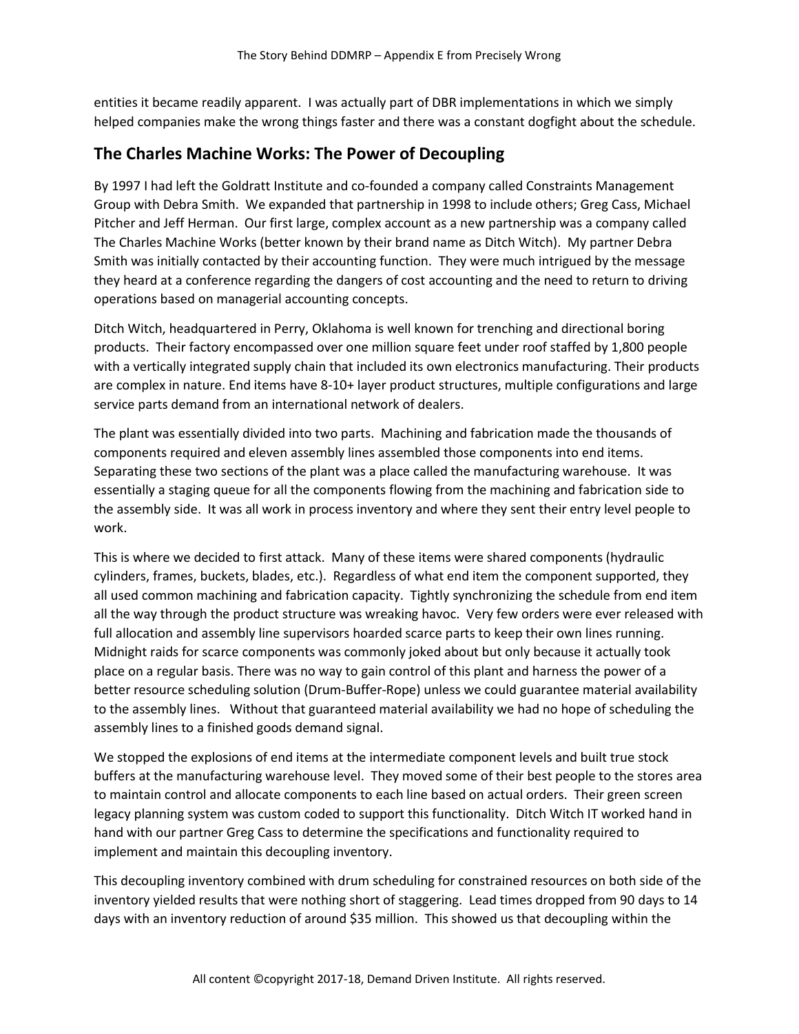entities it became readily apparent. I was actually part of DBR implementations in which we simply helped companies make the wrong things faster and there was a constant dogfight about the schedule.

## The Charles Machine Works: The Power of Decoupling

By 1997 I had left the Goldratt Institute and co-founded a company called Constraints Management Group with Debra Smith. We expanded that partnership in 1998 to include others; Greg Cass, Michael Pitcher and Jeff Herman. Our first large, complex account as a new partnership was a company called The Charles Machine Works (better known by their brand name as Ditch Witch). My partner Debra Smith was initially contacted by their accounting function. They were much intrigued by the message they heard at a conference regarding the dangers of cost accounting and the need to return to driving operations based on managerial accounting concepts.

Ditch Witch, headquartered in Perry, Oklahoma is well known for trenching and directional boring products. Their factory encompassed over one million square feet under roof staffed by 1,800 people with a vertically integrated supply chain that included its own electronics manufacturing. Their products are complex in nature. End items have 8-10+ layer product structures, multiple configurations and large service parts demand from an international network of dealers.

The plant was essentially divided into two parts. Machining and fabrication made the thousands of components required and eleven assembly lines assembled those components into end items. Separating these two sections of the plant was a place called the manufacturing warehouse. It was essentially a staging queue for all the components flowing from the machining and fabrication side to the assembly side. It was all work in process inventory and where they sent their entry level people to work.

This is where we decided to first attack. Many of these items were shared components (hydraulic cylinders, frames, buckets, blades, etc.). Regardless of what end item the component supported, they all used common machining and fabrication capacity. Tightly synchronizing the schedule from end item all the way through the product structure was wreaking havoc. Very few orders were ever released with full allocation and assembly line supervisors hoarded scarce parts to keep their own lines running. Midnight raids for scarce components was commonly joked about but only because it actually took place on a regular basis. There was no way to gain control of this plant and harness the power of a better resource scheduling solution (Drum-Buffer-Rope) unless we could guarantee material availability to the assembly lines. Without that guaranteed material availability we had no hope of scheduling the assembly lines to a finished goods demand signal.

We stopped the explosions of end items at the intermediate component levels and built true stock buffers at the manufacturing warehouse level. They moved some of their best people to the stores area to maintain control and allocate components to each line based on actual orders. Their green screen legacy planning system was custom coded to support this functionality. Ditch Witch IT worked hand in hand with our partner Greg Cass to determine the specifications and functionality required to implement and maintain this decoupling inventory.

This decoupling inventory combined with drum scheduling for constrained resources on both side of the inventory yielded results that were nothing short of staggering. Lead times dropped from 90 days to 14 days with an inventory reduction of around $35 million. This showed us that decoupling within the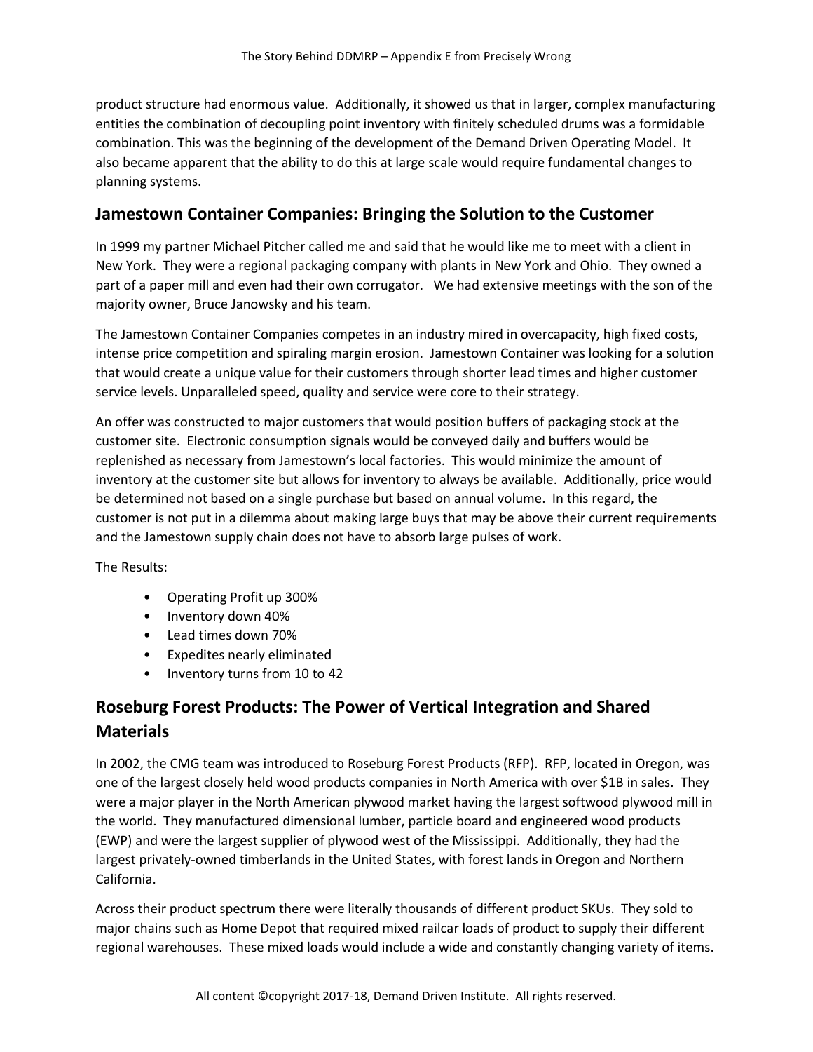product structure had enormous value. Additionally, it showed us that in larger, complex manufacturing entities the combination of decoupling point inventory with finitely scheduled drums was a formidable combination. This was the beginning of the development of the Demand Driven Operating Model. It also became apparent that the ability to do this at large scale would require fundamental changes to planning systems.

## Jamestown Container Companies: Bringing the Solution to the Customer

In 1999 my partner Michael Pitcher called me and said that he would like me to meet with a client in New York. They were a regional packaging company with plants in New York and Ohio. They owned a part of a paper mill and even had their own corrugator. We had extensive meetings with the son of the majority owner, Bruce Janowsky and his team.

The Jamestown Container Companies competes in an industry mired in overcapacity, high fixed costs, intense price competition and spiraling margin erosion. Jamestown Container was looking for a solution that would create a unique value for their customers through shorter lead times and higher customer service levels. Unparalleled speed, quality and service were core to their strategy.

An offer was constructed to major customers that would position buffers of packaging stock at the customer site. Electronic consumption signals would be conveyed daily and buffers would be replenished as necessary from Jamestown's local factories. This would minimize the amount of inventory at the customer site but allows for inventory to always be available. Additionally, price would be determined not based on a single purchase but based on annual volume. In this regard, the customer is not put in a dilemma about making large buys that may be above their current requirements and the Jamestown supply chain does not have to absorb large pulses of work.

The Results:

- Operating Profit up 300%
- Inventory down 40%
- Lead times down 70%
- Expedites nearly eliminated
- Inventory turns from 10 to 42

## Roseburg Forest Products: The Power of Vertical Integration and Shared Materials

In 2002, the CMG team was introduced to Roseburg Forest Products (RFP). RFP, located in Oregon, was one of the largest closely held wood products companies in North America with over $1B in sales. They were a major player in the North American plywood market having the largest softwood plywood mill in the world. They manufactured dimensional lumber, particle board and engineered wood products (EWP) and were the largest supplier of plywood west of the Mississippi. Additionally, they had the largest privately-owned timberlands in the United States, with forest lands in Oregon and Northern California.

Across their product spectrum there were literally thousands of different product SKUs. They sold to major chains such as Home Depot that required mixed railcar loads of product to supply their different regional warehouses. These mixed loads would include a wide and constantly changing variety of items.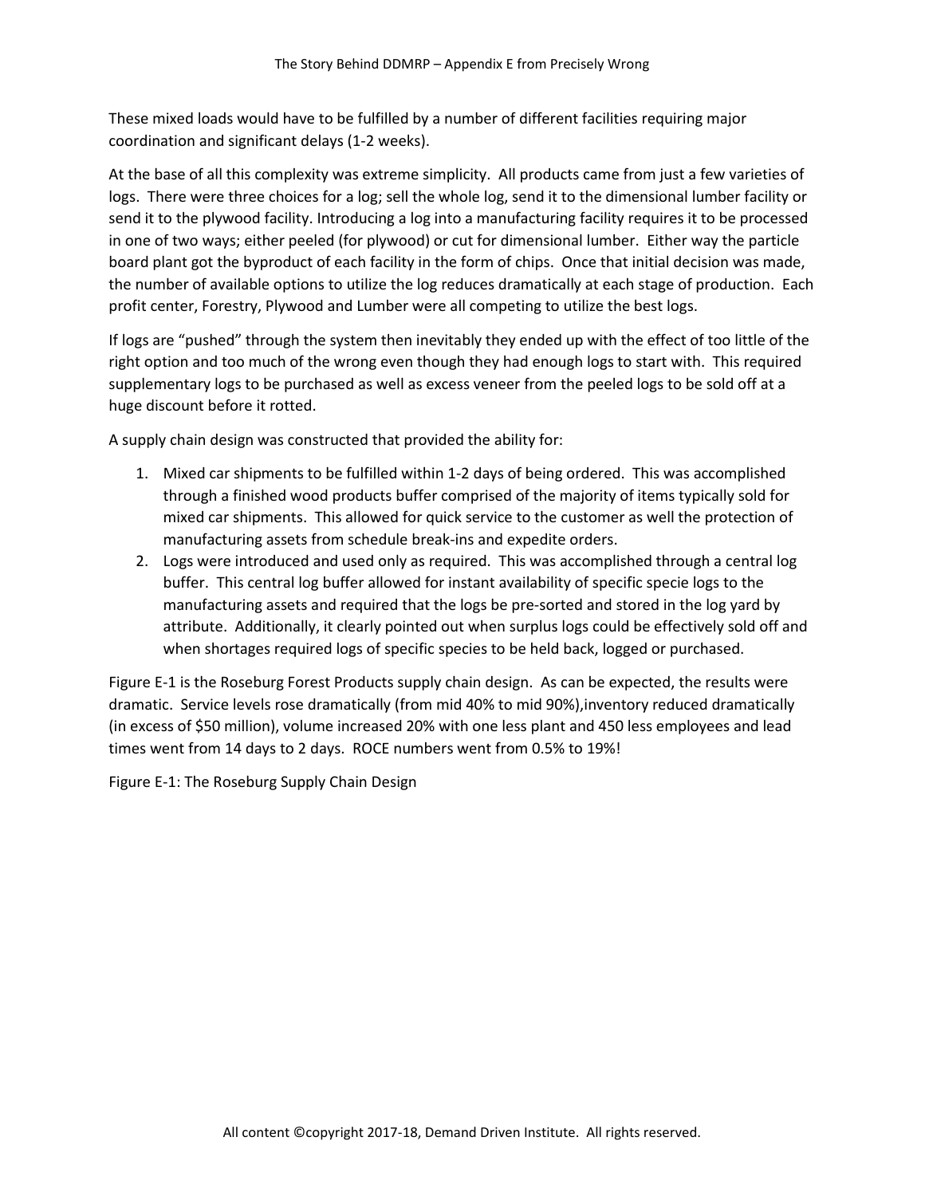These mixed loads would have to be fulfilled by a number of different facilities requiring major coordination and significant delays (1-2 weeks).

At the base of all this complexity was extreme simplicity. All products came from just a few varieties of logs. There were three choices for a log; sell the whole log, send it to the dimensional lumber facility or send it to the plywood facility. Introducing a log into a manufacturing facility requires it to be processed in one of two ways; either peeled (for plywood) or cut for dimensional lumber. Either way the particle board plant got the byproduct of each facility in the form of chips. Once that initial decision was made, the number of available options to utilize the log reduces dramatically at each stage of production. Each profit center, Forestry, Plywood and Lumber were all competing to utilize the best logs.

If logs are "pushed" through the system then inevitably they ended up with the effect of too little of the right option and too much of the wrong even though they had enough logs to start with. This required supplementary logs to be purchased as well as excess veneer from the peeled logs to be sold off at a huge discount before it rotted.

A supply chain design was constructed that provided the ability for:

1. Mixed car shipments to be fulfilled within 1-2 days of being ordered. This was accomplished through a finished wood products buffer comprised of the majority of items typically sold for mixed car shipments. This allowed for quick service to the customer as well the protection of manufacturing assets from schedule break-ins and expedite orders.
2. Logs were introduced and used only as required. This was accomplished through a central log buffer. This central log buffer allowed for instant availability of specific specie logs to the manufacturing assets and required that the logs be pre-sorted and stored in the log yard by attribute. Additionally, it clearly pointed out when surplus logs could be effectively sold off and when shortages required logs of specific species to be held back, logged or purchased.

Figure E-1 is the Roseburg Forest Products supply chain design. As can be expected, the results were dramatic. Service levels rose dramatically (from mid 40% to mid 90%),inventory reduced dramatically (in excess of $50 million), volume increased 20% with one less plant and 450 less employees and lead times went from 14 days to 2 days. ROCE numbers went from 0.5% to 19%!

Figure E-1: The Roseburg Supply Chain Design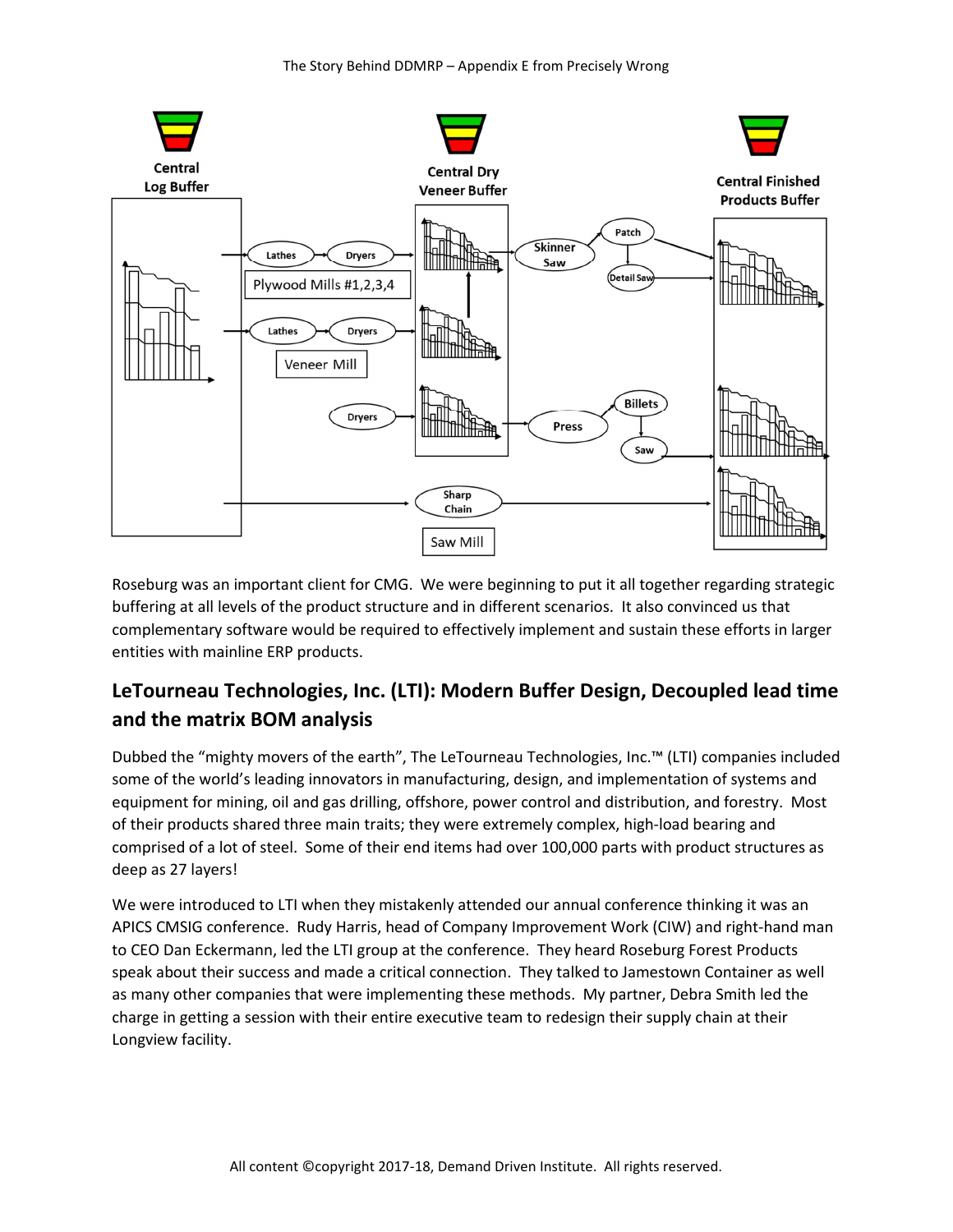Central Log Buffer

Central Dry Veneer Buffer

Central Finished Products Buffer

Lathes → Dryers

Plywood Mills #1,2,3,4

Lathes → Dryers

Veneer Mill

Dryers

Skinner Saw

Patch

Detail Saw

Press

Billets

Saw

Sharp Chain

Saw Mill

Roseburg was an important client for CMG. We were beginning to put it all together regarding strategic buffering at all levels of the product structure and in different scenarios. It also convinced us that complementary software would be required to effectively implement and sustain these efforts in larger entities with mainline ERP products.

## LeTourneau Technologies, Inc. (LTI): Modern Buffer Design, Decoupled lead time and the matrix BOM analysis

Dubbed the "mighty movers of the earth", The LeTourneau Technologies, Inc.™ (LTI) companies included some of the world's leading innovators in manufacturing, design, and implementation of systems and equipment for mining, oil and gas drilling, offshore, power control and distribution, and forestry. Most of their products shared three main traits; they were extremely complex, high-load bearing and comprised of a lot of steel. Some of their end items had over 100,000 parts with product structures as deep as 27 layers!

We were introduced to LTI when they mistakenly attended our annual conference thinking it was an APICS CMSIG conference. Rudy Harris, head of Company Improvement Work (CIW) and right-hand man to CEO Dan Eckermann, led the LTI group at the conference. They heard Roseburg Forest Products speak about their success and made a critical connection. They talked to Jamestown Container as well as many other companies that were implementing these methods. My partner, Debra Smith led the charge in getting a session with their entire executive team to redesign their supply chain at their Longview facility.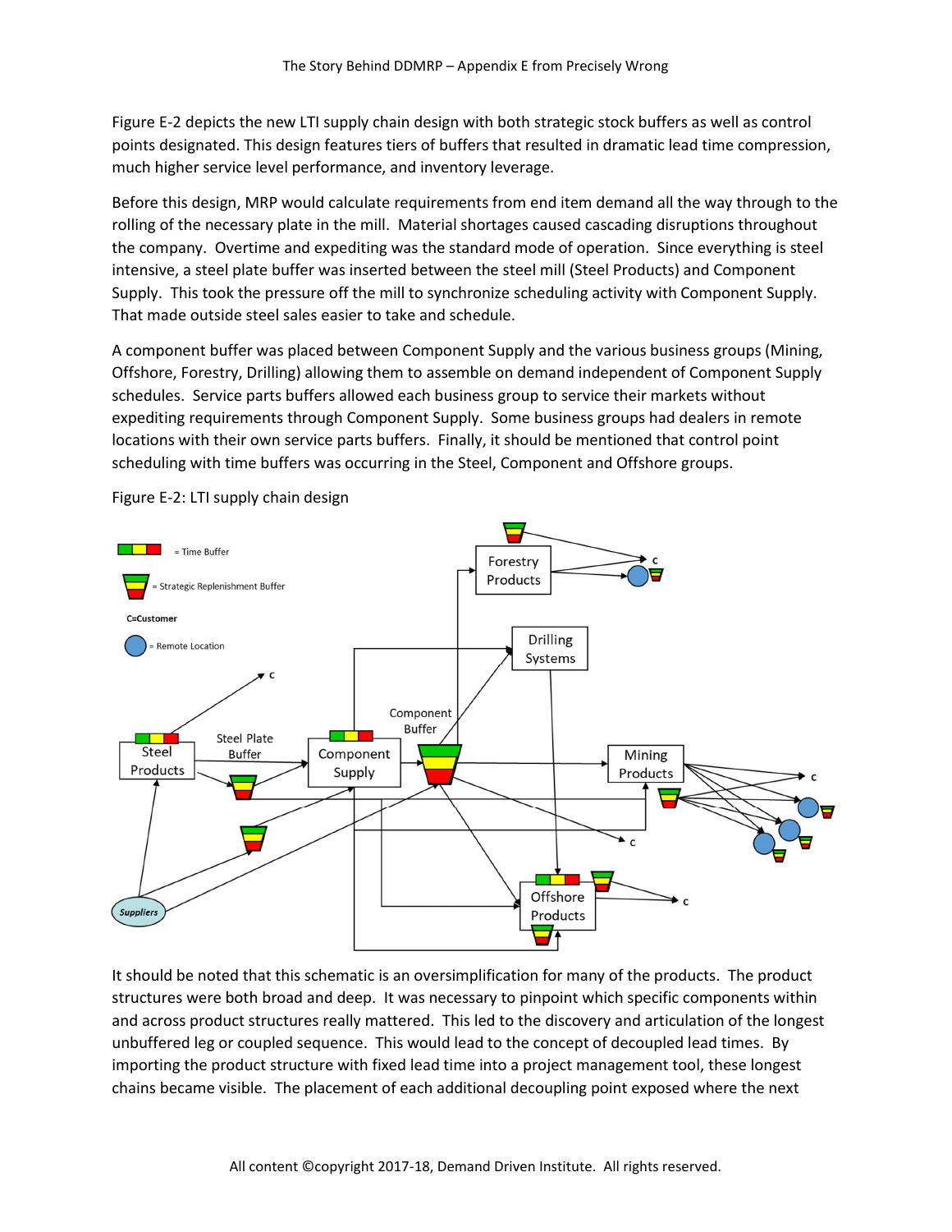Figure E-2 depicts the new LTI supply chain design with both strategic stock buffers as well as control points designated. This design features tiers of buffers that resulted in dramatic lead time compression, much higher service level performance, and inventory leverage.

Before this design, MRP would calculate requirements from end item demand all the way through to the rolling of the necessary plate in the mill. Material shortages caused cascading disruptions throughout the company. Overtime and expediting was the standard mode of operation. Since everything is steel intensive, a steel plate buffer was inserted between the steel mill (Steel Products) and Component Supply. This took the pressure off the mill to synchronize scheduling activity with Component Supply. That made outside steel sales easier to take and schedule.

A component buffer was placed between Component Supply and the various business groups (Mining, Offshore, Forestry, Drilling) allowing them to assemble on demand independent of Component Supply schedules. Service parts buffers allowed each business group to service their markets without expediting requirements through Component Supply. Some business groups had dealers in remote locations with their own service parts buffers. Finally, it should be mentioned that control point scheduling with time buffers was occurring in the Steel, Component and Offshore groups.

Figure E-2: LTI supply chain design

It should be noted that this schematic is an oversimplification for many of the products. The product structures were both broad and deep. It was necessary to pinpoint which specific components within and across product structures really mattered. This led to the discovery and articulation of the longest unbuffered leg or coupled sequence. This would lead to the concept of decoupled lead times. By importing the product structure with fixed lead time into a project management tool, these longest chains became visible. The placement of each additional decoupling point exposed where the next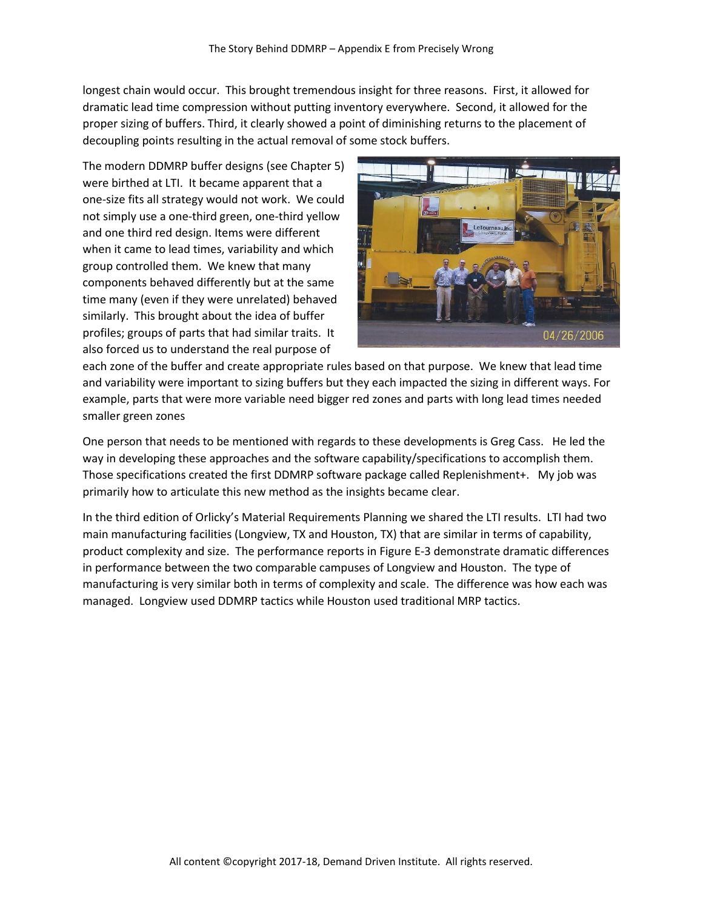longest chain would occur. This brought tremendous insight for three reasons. First, it allowed for dramatic lead time compression without putting inventory everywhere. Second, it allowed for the proper sizing of buffers. Third, it clearly showed a point of diminishing returns to the placement of decoupling points resulting in the actual removal of some stock buffers.

The modern DDMRP buffer designs (see Chapter 5) were birthed at LTI. It became apparent that a one-size fits all strategy would not work. We could not simply use a one-third green, one-third yellow and one third red design. Items were different when it came to lead times, variability and which group controlled them. We knew that many components behaved differently but at the same time many (even if they were unrelated) behaved similarly. This brought about the idea of buffer profiles; groups of parts that had similar traits. It also forced us to understand the real purpose of each zone of the buffer and create appropriate rules based on that purpose. We knew that lead time and variability were important to sizing buffers but they each impacted the sizing in different ways. For example, parts that were more variable need bigger red zones and parts with long lead times needed smaller green zones

One person that needs to be mentioned with regards to these developments is Greg Cass. He led the way in developing these approaches and the software capability/specifications to accomplish them. Those specifications created the first DDMRP software package called Replenishment+. My job was primarily how to articulate this new method as the insights became clear.

In the third edition of Orlicky's Material Requirements Planning we shared the LTI results. LTI had two main manufacturing facilities (Longview, TX and Houston, TX) that are similar in terms of capability, product complexity and size. The performance reports in Figure E-3 demonstrate dramatic differences in performance between the two comparable campuses of Longview and Houston. The type of manufacturing is very similar both in terms of complexity and scale. The difference was how each was managed. Longview used DDMRP tactics while Houston used traditional MRP tactics.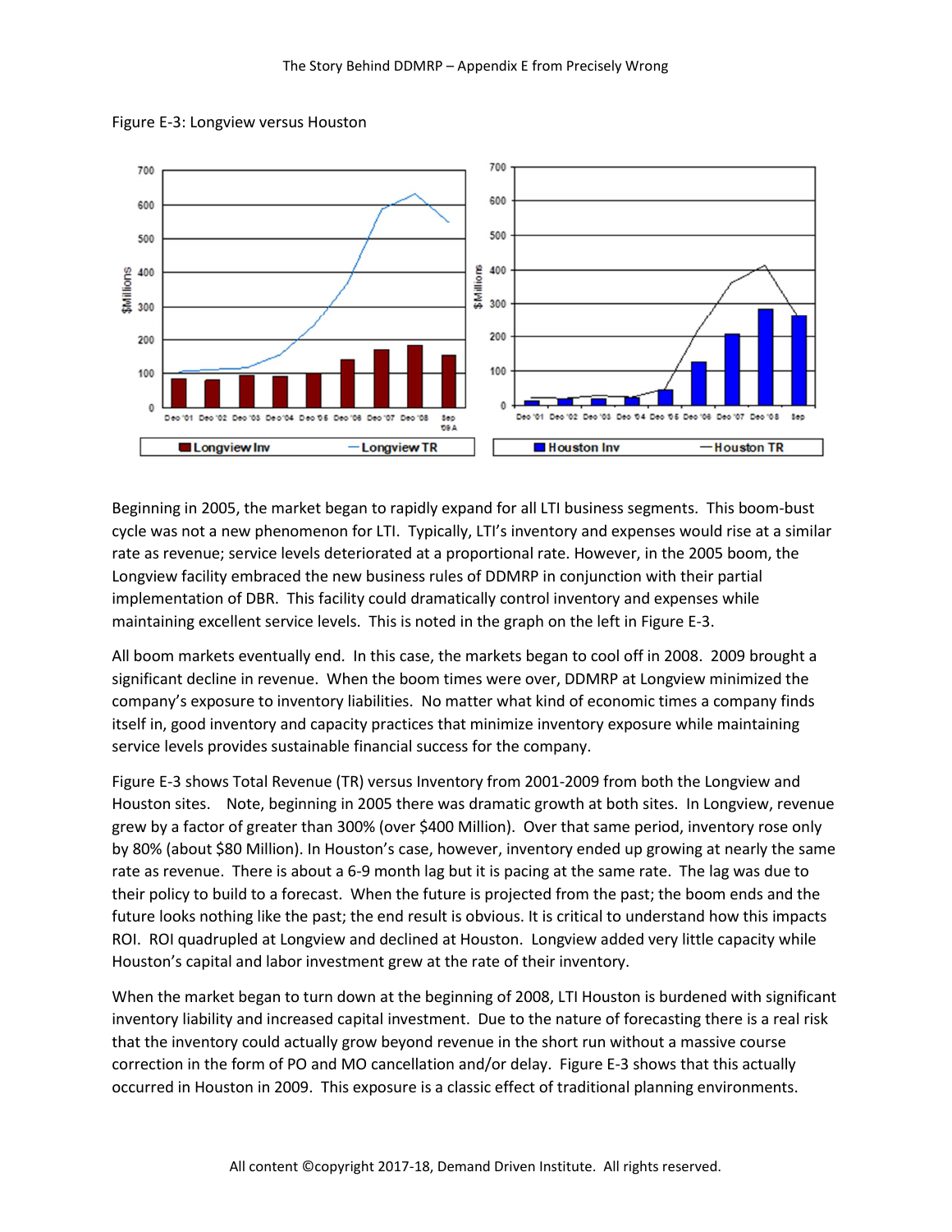Figure E-3: Longview versus Houston

Beginning in 2005, the market began to rapidly expand for all LTI business segments. This boom-bust cycle was not a new phenomenon for LTI. Typically, LTI's inventory and expenses would rise at a similar rate as revenue; service levels deteriorated at a proportional rate. However, in the 2005 boom, the Longview facility embraced the new business rules of DDMRP in conjunction with their partial implementation of DBR. This facility could dramatically control inventory and expenses while maintaining excellent service levels. This is noted in the graph on the left in Figure E-3.

All boom markets eventually end. In this case, the markets began to cool off in 2008. 2009 brought a significant decline in revenue. When the boom times were over, DDMRP at Longview minimized the company's exposure to inventory liabilities. No matter what kind of economic times a company finds itself in, good inventory and capacity practices that minimize inventory exposure while maintaining service levels provides sustainable financial success for the company.

Figure E-3 shows Total Revenue (TR) versus Inventory from 2001-2009 from both the Longview and Houston sites. Note, beginning in 2005 there was dramatic growth at both sites. In Longview, revenue grew by a factor of greater than 300% (over $400 Million). Over that same period, inventory rose only by 80% (about $80 Million). In Houston's case, however, inventory ended up growing at nearly the same rate as revenue. There is about a 6-9 month lag but it is pacing at the same rate. The lag was due to their policy to build to a forecast. When the future is projected from the past; the boom ends and the future looks nothing like the past; the end result is obvious. It is critical to understand how this impacts ROI. ROI quadrupled at Longview and declined at Houston. Longview added very little capacity while Houston's capital and labor investment grew at the rate of their inventory.

When the market began to turn down at the beginning of 2008, LTI Houston is burdened with significant inventory liability and increased capital investment. Due to the nature of forecasting there is a real risk that the inventory could actually grow beyond revenue in the short run without a massive course correction in the form of PO and MO cancellation and/or delay. Figure E-3 shows that this actually occurred in Houston in 2009. This exposure is a classic effect of traditional planning environments.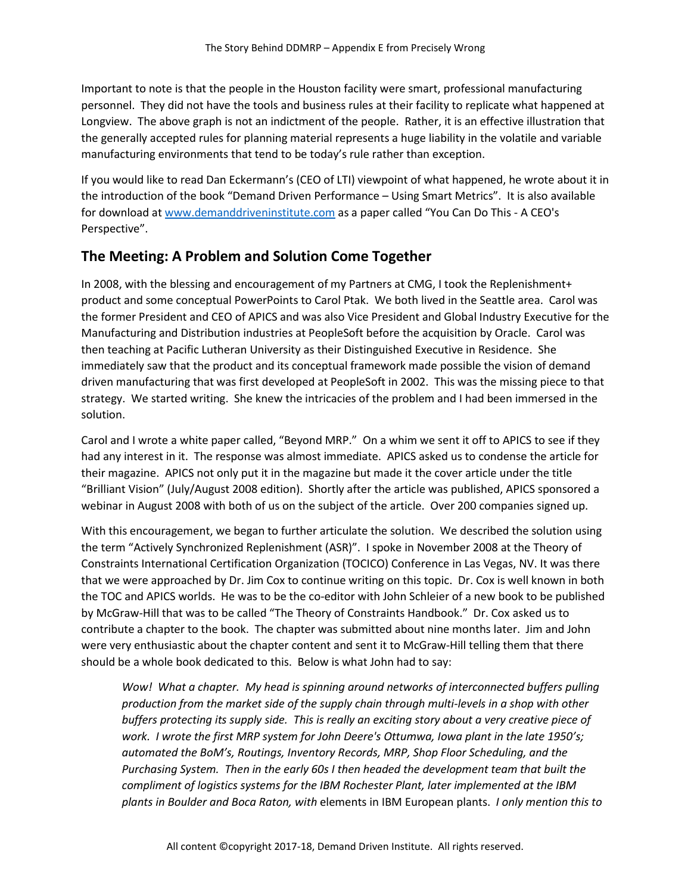Important to note is that the people in the Houston facility were smart, professional manufacturing personnel. They did not have the tools and business rules at their facility to replicate what happened at Longview. The above graph is not an indictment of the people. Rather, it is an effective illustration that the generally accepted rules for planning material represents a huge liability in the volatile and variable manufacturing environments that tend to be today's rule rather than exception.

If you would like to read Dan Eckermann's (CEO of LTI) viewpoint of what happened, he wrote about it in the introduction of the book "Demand Driven Performance – Using Smart Metrics". It is also available for download at [www.demanddriveninstitute.com](http://www.demanddriveninstitute.com) as a paper called "You Can Do This - A CEO's Perspective".

## The Meeting: A Problem and Solution Come Together

In 2008, with the blessing and encouragement of my Partners at CMG, I took the Replenishment+ product and some conceptual PowerPoints to Carol Ptak. We both lived in the Seattle area. Carol was the former President and CEO of APICS and was also Vice President and Global Industry Executive for the Manufacturing and Distribution industries at PeopleSoft before the acquisition by Oracle. Carol was then teaching at Pacific Lutheran University as their Distinguished Executive in Residence. She immediately saw that the product and its conceptual framework made possible the vision of demand driven manufacturing that was first developed at PeopleSoft in 2002. This was the missing piece to that strategy. We started writing. She knew the intricacies of the problem and I had been immersed in the solution.

Carol and I wrote a white paper called, "Beyond MRP." On a whim we sent it off to APICS to see if they had any interest in it. The response was almost immediate. APICS asked us to condense the article for their magazine. APICS not only put it in the magazine but made it the cover article under the title "Brilliant Vision" (July/August 2008 edition). Shortly after the article was published, APICS sponsored a webinar in August 2008 with both of us on the subject of the article. Over 200 companies signed up.

With this encouragement, we began to further articulate the solution. We described the solution using the term "Actively Synchronized Replenishment (ASR)". I spoke in November 2008 at the Theory of Constraints International Certification Organization (TOCICO) Conference in Las Vegas, NV. It was there that we were approached by Dr. Jim Cox to continue writing on this topic. Dr. Cox is well known in both the TOC and APICS worlds. He was to be the co-editor with John Schleier of a new book to be published by McGraw-Hill that was to be called "The Theory of Constraints Handbook." Dr. Cox asked us to contribute a chapter to the book. The chapter was submitted about nine months later. Jim and John were very enthusiastic about the chapter content and sent it to McGraw-Hill telling them that there should be a whole book dedicated to this. Below is what John had to say:

> *Wow! What a chapter. My head is spinning around networks of interconnected buffers pulling production from the market side of the supply chain through multi-levels in a shop with other buffers protecting its supply side. This is really an exciting story about a very creative piece of work. I wrote the first MRP system for John Deere's Ottumwa, Iowa plant in the late 1950's; automated the BoM's, Routings, Inventory Records, MRP, Shop Floor Scheduling, and the Purchasing System. Then in the early 60s I then headed the development team that built the compliment of logistics systems for the IBM Rochester Plant, later implemented at the IBM plants in Boulder and Boca Raton, with* elements in IBM European plants. *I only mention this to*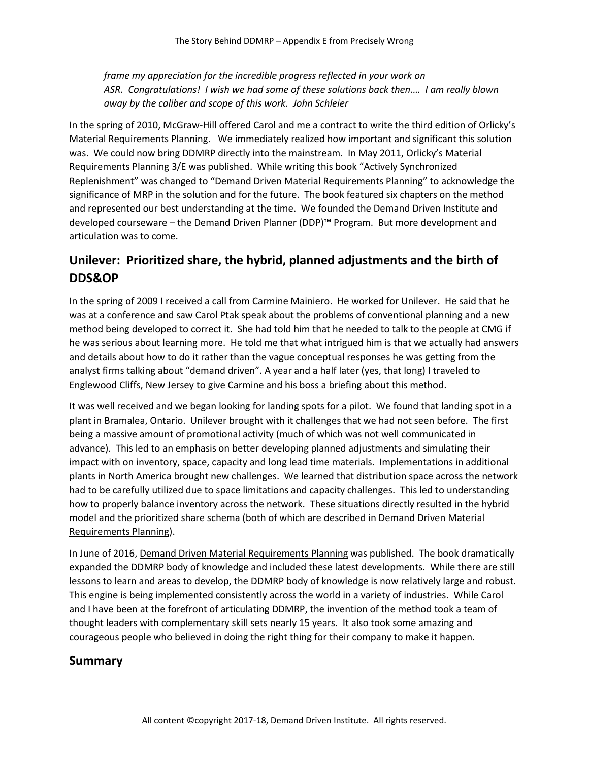*frame my appreciation for the incredible progress reflected in your work on ASR. Congratulations! I wish we had some of these solutions back then.… I am really blown away by the caliber and scope of this work. John Schleier*

In the spring of 2010, McGraw-Hill offered Carol and me a contract to write the third edition of Orlicky's Material Requirements Planning. We immediately realized how important and significant this solution was. We could now bring DDMRP directly into the mainstream. In May 2011, Orlicky's Material Requirements Planning 3/E was published. While writing this book "Actively Synchronized Replenishment" was changed to "Demand Driven Material Requirements Planning" to acknowledge the significance of MRP in the solution and for the future. The book featured six chapters on the method and represented our best understanding at the time. We founded the Demand Driven Institute and developed courseware – the Demand Driven Planner (DDP)™ Program. But more development and articulation was to come.

## Unilever: Prioritized share, the hybrid, planned adjustments and the birth of DDS&OP

In the spring of 2009 I received a call from Carmine Mainiero. He worked for Unilever. He said that he was at a conference and saw Carol Ptak speak about the problems of conventional planning and a new method being developed to correct it. She had told him that he needed to talk to the people at CMG if he was serious about learning more. He told me that what intrigued him is that we actually had answers and details about how to do it rather than the vague conceptual responses he was getting from the analyst firms talking about "demand driven". A year and a half later (yes, that long) I traveled to Englewood Cliffs, New Jersey to give Carmine and his boss a briefing about this method.

It was well received and we began looking for landing spots for a pilot. We found that landing spot in a plant in Bramalea, Ontario. Unilever brought with it challenges that we had not seen before. The first being a massive amount of promotional activity (much of which was not well communicated in advance). This led to an emphasis on better developing planned adjustments and simulating their impact with on inventory, space, capacity and long lead time materials. Implementations in additional plants in North America brought new challenges. We learned that distribution space across the network had to be carefully utilized due to space limitations and capacity challenges. This led to understanding how to properly balance inventory across the network. These situations directly resulted in the hybrid model and the prioritized share schema (both of which are described in Demand Driven Material Requirements Planning).

In June of 2016, Demand Driven Material Requirements Planning was published. The book dramatically expanded the DDMRP body of knowledge and included these latest developments. While there are still lessons to learn and areas to develop, the DDMRP body of knowledge is now relatively large and robust. This engine is being implemented consistently across the world in a variety of industries. While Carol and I have been at the forefront of articulating DDMRP, the invention of the method took a team of thought leaders with complementary skill sets nearly 15 years. It also took some amazing and courageous people who believed in doing the right thing for their company to make it happen.

## Summary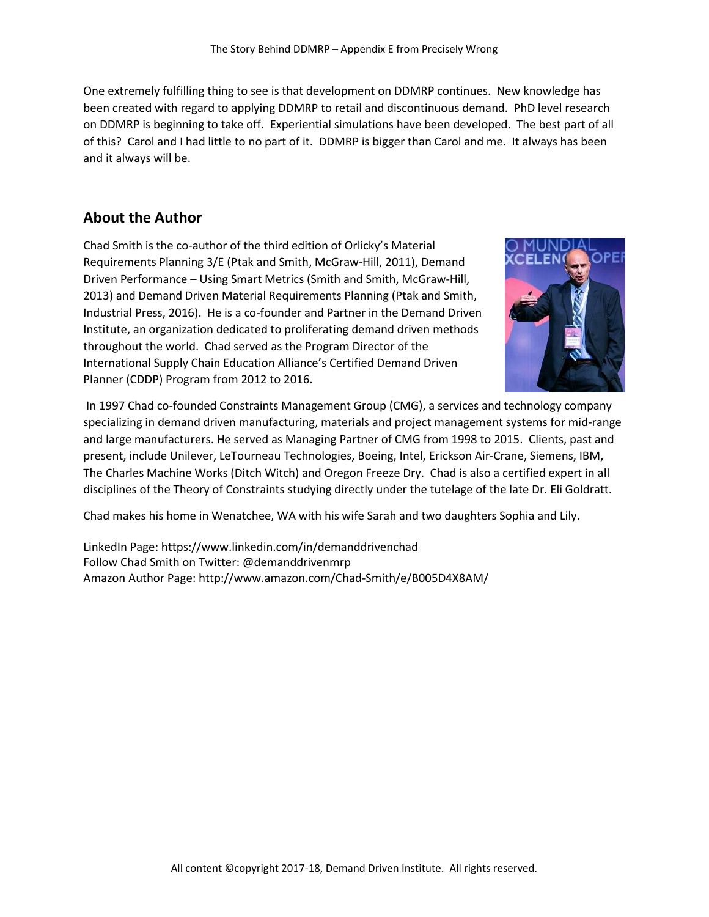One extremely fulfilling thing to see is that development on DDMRP continues. New knowledge has been created with regard to applying DDMRP to retail and discontinuous demand. PhD level research on DDMRP is beginning to take off. Experiential simulations have been developed. The best part of all of this? Carol and I had little to no part of it. DDMRP is bigger than Carol and me. It always has been and it always will be.

## About the Author

Chad Smith is the co-author of the third edition of Orlicky's Material Requirements Planning 3/E (Ptak and Smith, McGraw-Hill, 2011), Demand Driven Performance – Using Smart Metrics (Smith and Smith, McGraw-Hill, 2013) and Demand Driven Material Requirements Planning (Ptak and Smith, Industrial Press, 2016). He is a co-founder and Partner in the Demand Driven Institute, an organization dedicated to proliferating demand driven methods throughout the world. Chad served as the Program Director of the International Supply Chain Education Alliance's Certified Demand Driven Planner (CDDP) Program from 2012 to 2016.

In 1997 Chad co-founded Constraints Management Group (CMG), a services and technology company specializing in demand driven manufacturing, materials and project management systems for mid-range and large manufacturers. He served as Managing Partner of CMG from 1998 to 2015. Clients, past and present, include Unilever, LeTourneau Technologies, Boeing, Intel, Erickson Air-Crane, Siemens, IBM, The Charles Machine Works (Ditch Witch) and Oregon Freeze Dry. Chad is also a certified expert in all disciplines of the Theory of Constraints studying directly under the tutelage of the late Dr. Eli Goldratt.

Chad makes his home in Wenatchee, WA with his wife Sarah and two daughters Sophia and Lily.

LinkedIn Page: https://www.linkedin.com/in/demanddrivenchad
Follow Chad Smith on Twitter: @demanddrivenmrp
Amazon Author Page: http://www.amazon.com/Chad-Smith/e/B005D4X8AM/